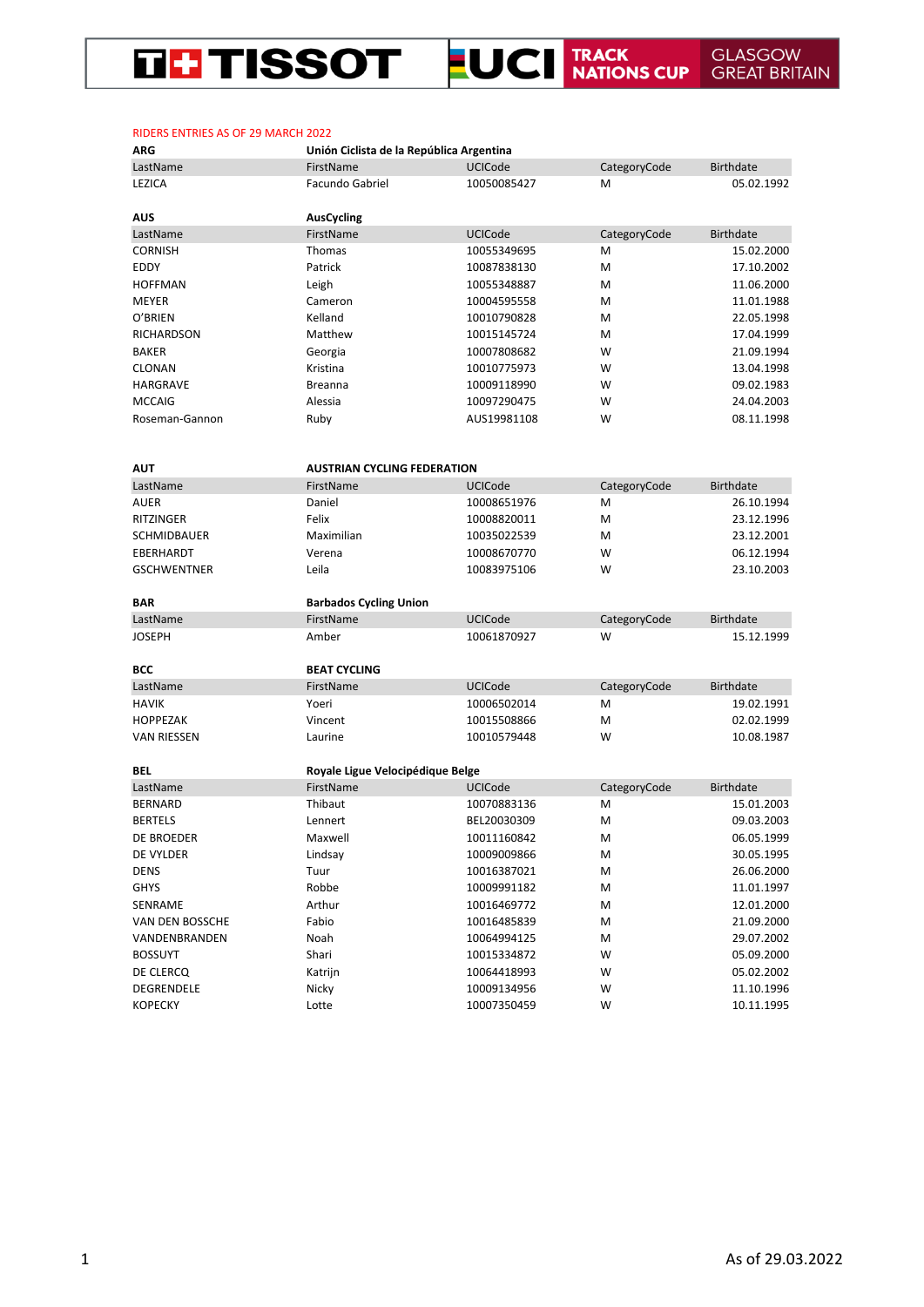TISSOT | UCI TRACK NATIONS CUP | GLASGOW GREAT BRITAIN

RIDERS ENTRIES AS OF 29 MARCH 2022

**ARG** **Unión Ciclista de la República Argentina**

| LastName | FirstName | UCICode | CategoryCode | Birthdate |
|---|---|---|---|---|
| LEZICA | Facundo Gabriel | 10050085427 | M | 05.02.1992 |

**AUS** **AusCycling**

| LastName | FirstName | UCICode | CategoryCode | Birthdate |
|---|---|---|---|---|
| CORNISH | Thomas | 10055349695 | M | 15.02.2000 |
| EDDY | Patrick | 10087838130 | M | 17.10.2002 |
| HOFFMAN | Leigh | 10055348887 | M | 11.06.2000 |
| MEYER | Cameron | 10004595558 | M | 11.01.1988 |
| O'BRIEN | Kelland | 10010790828 | M | 22.05.1998 |
| RICHARDSON | Matthew | 10015145724 | M | 17.04.1999 |
| BAKER | Georgia | 10007808682 | W | 21.09.1994 |
| CLONAN | Kristina | 10010775973 | W | 13.04.1998 |
| HARGRAVE | Breanna | 10009118990 | W | 09.02.1983 |
| MCCAIG | Alessia | 10097290475 | W | 24.04.2003 |
| Roseman-Gannon | Ruby | AUS19981108 | W | 08.11.1998 |

**AUT** **AUSTRIAN CYCLING FEDERATION**

| LastName | FirstName | UCICode | CategoryCode | Birthdate |
|---|---|---|---|---|
| AUER | Daniel | 10008651976 | M | 26.10.1994 |
| RITZINGER | Felix | 10008820011 | M | 23.12.1996 |
| SCHMIDBAUER | Maximilian | 10035022539 | M | 23.12.2001 |
| EBERHARDT | Verena | 10008670770 | W | 06.12.1994 |
| GSCHWENTNER | Leila | 10083975106 | W | 23.10.2003 |

**BAR** **Barbados Cycling Union**

| LastName | FirstName | UCICode | CategoryCode | Birthdate |
|---|---|---|---|---|
| JOSEPH | Amber | 10061870927 | W | 15.12.1999 |

**BCC** **BEAT CYCLING**

| LastName | FirstName | UCICode | CategoryCode | Birthdate |
|---|---|---|---|---|
| HAVIK | Yoeri | 10006502014 | M | 19.02.1991 |
| HOPPEZAK | Vincent | 10015508866 | M | 02.02.1999 |
| VAN RIESSEN | Laurine | 10010579448 | W | 10.08.1987 |

**BEL** **Royale Ligue Velocipédique Belge**

| LastName | FirstName | UCICode | CategoryCode | Birthdate |
|---|---|---|---|---|
| BERNARD | Thibaut | 10070883136 | M | 15.01.2003 |
| BERTELS | Lennert | BEL20030309 | M | 09.03.2003 |
| DE BROEDER | Maxwell | 10011160842 | M | 06.05.1999 |
| DE VYLDER | Lindsay | 10009009866 | M | 30.05.1995 |
| DENS | Tuur | 10016387021 | M | 26.06.2000 |
| GHYS | Robbe | 10009991182 | M | 11.01.1997 |
| SENRAME | Arthur | 10016469772 | M | 12.01.2000 |
| VAN DEN BOSSCHE | Fabio | 10016485839 | M | 21.09.2000 |
| VANDENBRANDEN | Noah | 10064994125 | M | 29.07.2002 |
| BOSSUYT | Shari | 10015334872 | W | 05.09.2000 |
| DE CLERCQ | Katrijn | 10064418993 | W | 05.02.2002 |
| DEGRENDELE | Nicky | 10009134956 | W | 11.10.1996 |
| KOPECKY | Lotte | 10007350459 | W | 10.11.1995 |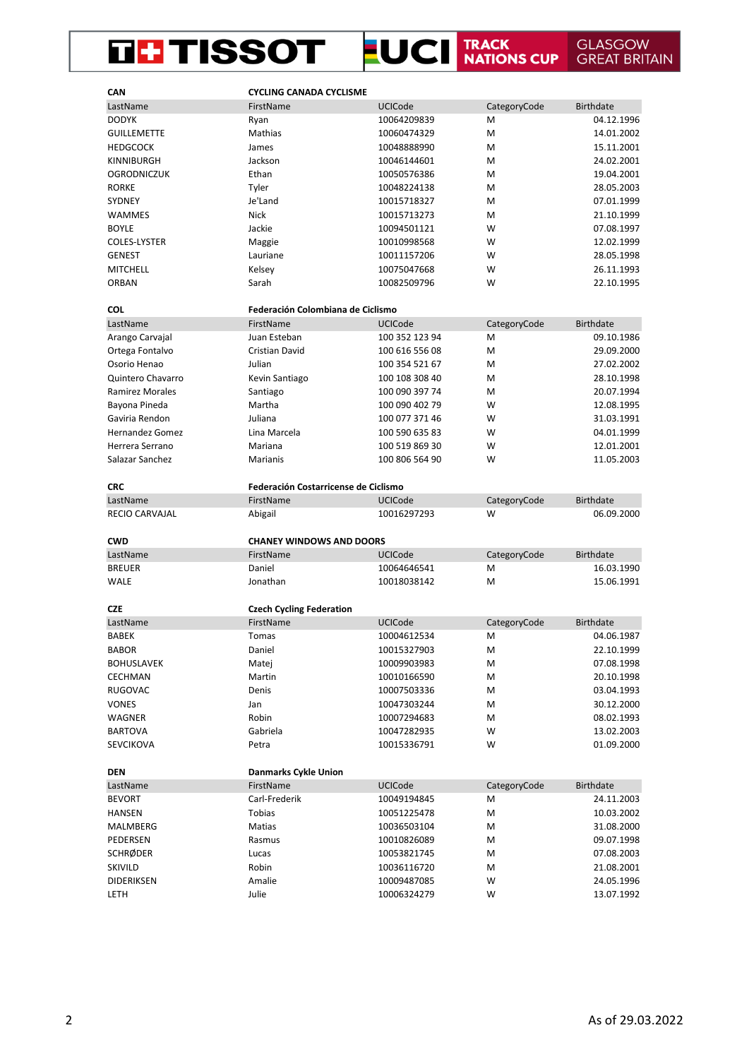**CAN** — **CYCLING CANADA CYCLISME**

| LastName | FirstName | UCICode | CategoryCode | Birthdate |
|---|---|---|---|---|
| DODYK | Ryan | 10064209839 | M | 04.12.1996 |
| GUILLEMETTE | Mathias | 10060474329 | M | 14.01.2002 |
| HEDGCOCK | James | 10048888990 | M | 15.11.2001 |
| KINNIBURGH | Jackson | 10046144601 | M | 24.02.2001 |
| OGRODNICZUK | Ethan | 10050576386 | M | 19.04.2001 |
| RORKE | Tyler | 10048224138 | M | 28.05.2003 |
| SYDNEY | Je'Land | 10015718327 | M | 07.01.1999 |
| WAMMES | Nick | 10015713273 | M | 21.10.1999 |
| BOYLE | Jackie | 10094501121 | W | 07.08.1997 |
| COLES-LYSTER | Maggie | 10010998568 | W | 12.02.1999 |
| GENEST | Lauriane | 10011157206 | W | 28.05.1998 |
| MITCHELL | Kelsey | 10075047668 | W | 26.11.1993 |
| ORBAN | Sarah | 10082509796 | W | 22.10.1995 |

**COL** — **Federación Colombiana de Ciclismo**

| LastName | FirstName | UCICode | CategoryCode | Birthdate |
|---|---|---|---|---|
| Arango Carvajal | Juan Esteban | 100 352 123 94 | M | 09.10.1986 |
| Ortega Fontalvo | Cristian David | 100 616 556 08 | M | 29.09.2000 |
| Osorio Henao | Julian | 100 354 521 67 | M | 27.02.2002 |
| Quintero Chavarro | Kevin Santiago | 100 108 308 40 | M | 28.10.1998 |
| Ramirez Morales | Santiago | 100 090 397 74 | M | 20.07.1994 |
| Bayona Pineda | Martha | 100 090 402 79 | W | 12.08.1995 |
| Gaviria Rendon | Juliana | 100 077 371 46 | W | 31.03.1991 |
| Hernandez Gomez | Lina Marcela | 100 590 635 83 | W | 04.01.1999 |
| Herrera Serrano | Mariana | 100 519 869 30 | W | 12.01.2001 |
| Salazar Sanchez | Marianis | 100 806 564 90 | W | 11.05.2003 |

**CRC** — **Federación Costarricense de Ciclismo**

| LastName | FirstName | UCICode | CategoryCode | Birthdate |
|---|---|---|---|---|
| RECIO CARVAJAL | Abigail | 10016297293 | W | 06.09.2000 |

**CWD** — **CHANEY WINDOWS AND DOORS**

| LastName | FirstName | UCICode | CategoryCode | Birthdate |
|---|---|---|---|---|
| BREUER | Daniel | 10064646541 | M | 16.03.1990 |
| WALE | Jonathan | 10018038142 | M | 15.06.1991 |

**CZE** — **Czech Cycling Federation**

| LastName | FirstName | UCICode | CategoryCode | Birthdate |
|---|---|---|---|---|
| BABEK | Tomas | 10004612534 | M | 04.06.1987 |
| BABOR | Daniel | 10015327903 | M | 22.10.1999 |
| BOHUSLAVEK | Matej | 10009903983 | M | 07.08.1998 |
| CECHMAN | Martin | 10010166590 | M | 20.10.1998 |
| RUGOVAC | Denis | 10007503336 | M | 03.04.1993 |
| VONES | Jan | 10047303244 | M | 30.12.2000 |
| WAGNER | Robin | 10007294683 | M | 08.02.1993 |
| BARTOVA | Gabriela | 10047282935 | W | 13.02.2003 |
| SEVCIKOVA | Petra | 10015336791 | W | 01.09.2000 |

**DEN** — **Danmarks Cykle Union**

| LastName | FirstName | UCICode | CategoryCode | Birthdate |
|---|---|---|---|---|
| BEVORT | Carl-Frederik | 10049194845 | M | 24.11.2003 |
| HANSEN | Tobias | 10051225478 | M | 10.03.2002 |
| MALMBERG | Matias | 10036503104 | M | 31.08.2000 |
| PEDERSEN | Rasmus | 10010826089 | M | 09.07.1998 |
| SCHRØDER | Lucas | 10053821745 | M | 07.08.2003 |
| SKIVILD | Robin | 10036116720 | M | 21.08.2001 |
| DIDERIKSEN | Amalie | 10009487085 | W | 24.05.1996 |
| LETH | Julie | 10006324279 | W | 13.07.1992 |

As of 29.03.2022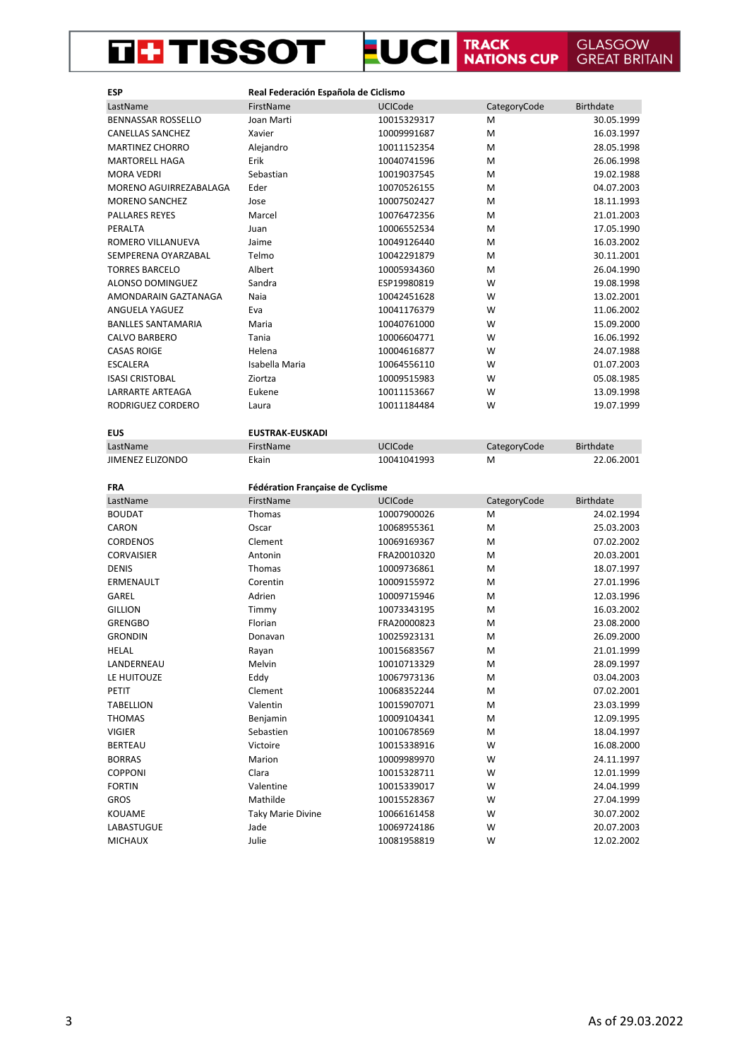**ESP** **Real Federación Española de Ciclismo**

| LastName | FirstName | UCICode | CategoryCode | Birthdate |
|---|---|---|---|---|
| BENNASSAR ROSSELLO | Joan Marti | 10015329317 | M | 30.05.1999 |
| CANELLAS SANCHEZ | Xavier | 10009991687 | M | 16.03.1997 |
| MARTINEZ CHORRO | Alejandro | 10011152354 | M | 28.05.1998 |
| MARTORELL HAGA | Erik | 10040741596 | M | 26.06.1998 |
| MORA VEDRI | Sebastian | 10019037545 | M | 19.02.1988 |
| MORENO AGUIRREZABALAGA | Eder | 10070526155 | M | 04.07.2003 |
| MORENO SANCHEZ | Jose | 10007502427 | M | 18.11.1993 |
| PALLARES REYES | Marcel | 10076472356 | M | 21.01.2003 |
| PERALTA | Juan | 10006552534 | M | 17.05.1990 |
| ROMERO VILLANUEVA | Jaime | 10049126440 | M | 16.03.2002 |
| SEMPERENA OYARZABAL | Telmo | 10042291879 | M | 30.11.2001 |
| TORRES BARCELO | Albert | 10005934360 | M | 26.04.1990 |
| ALONSO DOMINGUEZ | Sandra | ESP19980819 | W | 19.08.1998 |
| AMONDARAIN GAZTANAGA | Naia | 10042451628 | W | 13.02.2001 |
| ANGUELA YAGUEZ | Eva | 10041176379 | W | 11.06.2002 |
| BANLLES SANTAMARIA | Maria | 10040761000 | W | 15.09.2000 |
| CALVO BARBERO | Tania | 10006604771 | W | 16.06.1992 |
| CASAS ROIGE | Helena | 10004616877 | W | 24.07.1988 |
| ESCALERA | Isabella Maria | 10064556110 | W | 01.07.2003 |
| ISASI CRISTOBAL | Ziortza | 10009515983 | W | 05.08.1985 |
| LARRARTE ARTEAGA | Eukene | 10011153667 | W | 13.09.1998 |
| RODRIGUEZ CORDERO | Laura | 10011184484 | W | 19.07.1999 |

**EUS** **EUSTRAK-EUSKADI**

| LastName | FirstName | UCICode | CategoryCode | Birthdate |
|---|---|---|---|---|
| JIMENEZ ELIZONDO | Ekain | 10041041993 | M | 22.06.2001 |

**FRA** **Fédération Française de Cyclisme**

| LastName | FirstName | UCICode | CategoryCode | Birthdate |
|---|---|---|---|---|
| BOUDAT | Thomas | 10007900026 | M | 24.02.1994 |
| CARON | Oscar | 10068955361 | M | 25.03.2003 |
| CORDENOS | Clement | 10069169367 | M | 07.02.2002 |
| CORVAISIER | Antonin | FRA20010320 | M | 20.03.2001 |
| DENIS | Thomas | 10009736861 | M | 18.07.1997 |
| ERMENAULT | Corentin | 10009155972 | M | 27.01.1996 |
| GAREL | Adrien | 10009715946 | M | 12.03.1996 |
| GILLION | Timmy | 10073343195 | M | 16.03.2002 |
| GRENGBO | Florian | FRA20000823 | M | 23.08.2000 |
| GRONDIN | Donavan | 10025923131 | M | 26.09.2000 |
| HELAL | Rayan | 10015683567 | M | 21.01.1999 |
| LANDERNEAU | Melvin | 10010713329 | M | 28.09.1997 |
| LE HUITOUZE | Eddy | 10067973136 | M | 03.04.2003 |
| PETIT | Clement | 10068352244 | M | 07.02.2001 |
| TABELLION | Valentin | 10015907071 | M | 23.03.1999 |
| THOMAS | Benjamin | 10009104341 | M | 12.09.1995 |
| VIGIER | Sebastien | 10010678569 | M | 18.04.1997 |
| BERTEAU | Victoire | 10015338916 | W | 16.08.2000 |
| BORRAS | Marion | 10009989970 | W | 24.11.1997 |
| COPPONI | Clara | 10015328711 | W | 12.01.1999 |
| FORTIN | Valentine | 10015339017 | W | 24.04.1999 |
| GROS | Mathilde | 10015528367 | W | 27.04.1999 |
| KOUAME | Taky Marie Divine | 10066161458 | W | 30.07.2002 |
| LABASTUGUE | Jade | 10069724186 | W | 20.07.2003 |
| MICHAUX | Julie | 10081958819 | W | 12.02.2002 |

As of 29.03.2022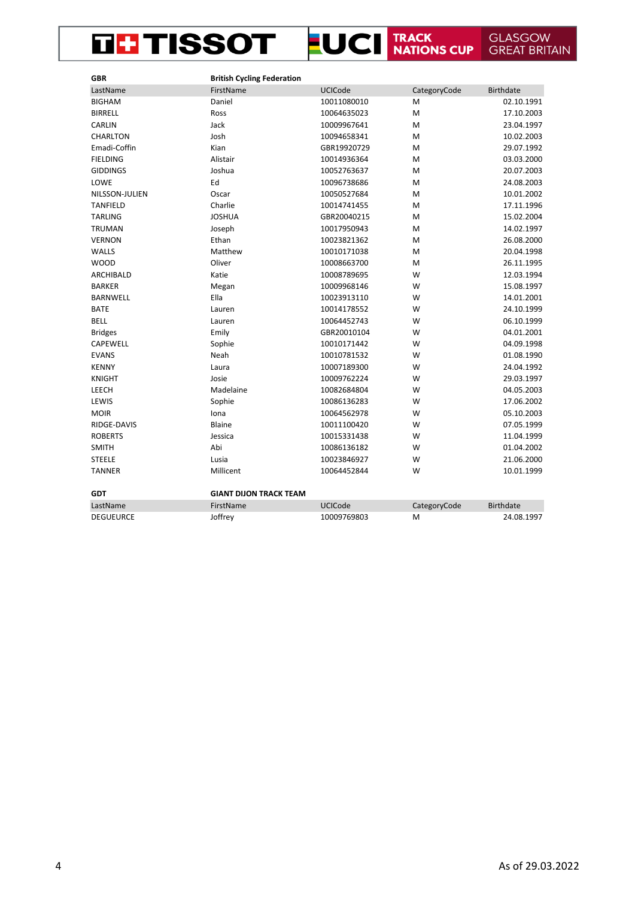TISSOT UCI TRACK NATIONS CUP GLASGOW GREAT BRITAIN

**GBR** **British Cycling Federation**

| LastName | FirstName | UCICode | CategoryCode | Birthdate |
|---|---|---|---|---|
| BIGHAM | Daniel | 10011080010 | M | 02.10.1991 |
| BIRRELL | Ross | 10064635023 | M | 17.10.2003 |
| CARLIN | Jack | 10009967641 | M | 23.04.1997 |
| CHARLTON | Josh | 10094658341 | M | 10.02.2003 |
| Emadi-Coffin | Kian | GBR19920729 | M | 29.07.1992 |
| FIELDING | Alistair | 10014936364 | M | 03.03.2000 |
| GIDDINGS | Joshua | 10052763637 | M | 20.07.2003 |
| LOWE | Ed | 10096738686 | M | 24.08.2003 |
| NILSSON-JULIEN | Oscar | 10050527684 | M | 10.01.2002 |
| TANFIELD | Charlie | 10014741455 | M | 17.11.1996 |
| TARLING | JOSHUA | GBR20040215 | M | 15.02.2004 |
| TRUMAN | Joseph | 10017950943 | M | 14.02.1997 |
| VERNON | Ethan | 10023821362 | M | 26.08.2000 |
| WALLS | Matthew | 10010171038 | M | 20.04.1998 |
| WOOD | Oliver | 10008663700 | M | 26.11.1995 |
| ARCHIBALD | Katie | 10008789695 | W | 12.03.1994 |
| BARKER | Megan | 10009968146 | W | 15.08.1997 |
| BARNWELL | Ella | 10023913110 | W | 14.01.2001 |
| BATE | Lauren | 10014178552 | W | 24.10.1999 |
| BELL | Lauren | 10064452743 | W | 06.10.1999 |
| Bridges | Emily | GBR20010104 | W | 04.01.2001 |
| CAPEWELL | Sophie | 10010171442 | W | 04.09.1998 |
| EVANS | Neah | 10010781532 | W | 01.08.1990 |
| KENNY | Laura | 10007189300 | W | 24.04.1992 |
| KNIGHT | Josie | 10009762224 | W | 29.03.1997 |
| LEECH | Madelaine | 10082684804 | W | 04.05.2003 |
| LEWIS | Sophie | 10086136283 | W | 17.06.2002 |
| MOIR | Iona | 10064562978 | W | 05.10.2003 |
| RIDGE-DAVIS | Blaine | 10011100420 | W | 07.05.1999 |
| ROBERTS | Jessica | 10015331438 | W | 11.04.1999 |
| SMITH | Abi | 10086136182 | W | 01.04.2002 |
| STEELE | Lusia | 10023846927 | W | 21.06.2000 |
| TANNER | Millicent | 10064452844 | W | 10.01.1999 |

**GDT** **GIANT DIJON TRACK TEAM**

| LastName | FirstName | UCICode | CategoryCode | Birthdate |
|---|---|---|---|---|
| DEGUEURCE | Joffrey | 10009769803 | M | 24.08.1997 |

As of 29.03.2022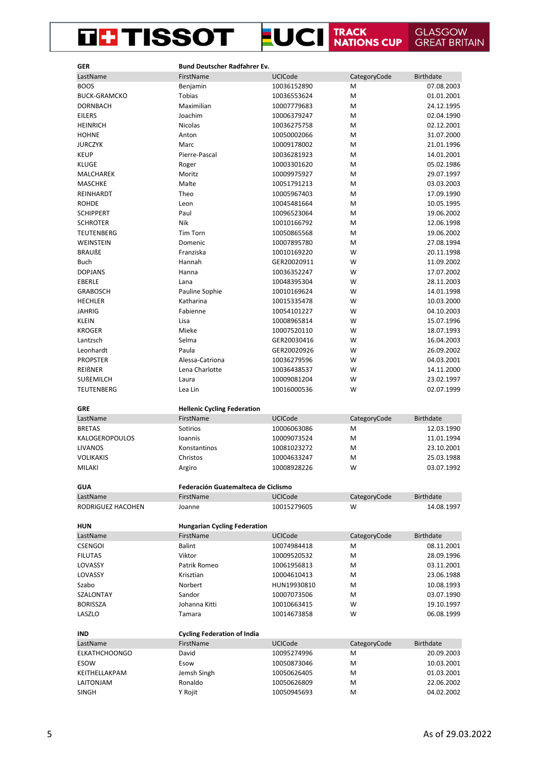**GER** **Bund Deutscher Radfahrer Ev.**

| LastName | FirstName | UCICode | CategoryCode | Birthdate |
|---|---|---|---|---|
| BOOS | Benjamin | 10036152890 | M | 07.08.2003 |
| BUCK-GRAMCKO | Tobias | 10036553624 | M | 01.01.2001 |
| DORNBACH | Maximilian | 10007779683 | M | 24.12.1995 |
| EILERS | Joachim | 10006379247 | M | 02.04.1990 |
| HEINRICH | Nicolas | 10036275758 | M | 02.12.2001 |
| HOHNE | Anton | 10050002066 | M | 31.07.2000 |
| JURCZYK | Marc | 10009178002 | M | 21.01.1996 |
| KEUP | Pierre-Pascal | 10036281923 | M | 14.01.2001 |
| KLUGE | Roger | 10003301620 | M | 05.02.1986 |
| MALCHAREK | Moritz | 10009975927 | M | 29.07.1997 |
| MASCHKE | Malte | 10051791213 | M | 03.03.2003 |
| REINHARDT | Theo | 10005967403 | M | 17.09.1990 |
| ROHDE | Leon | 10045481664 | M | 10.05.1995 |
| SCHIPPERT | Paul | 10096523064 | M | 19.06.2002 |
| SCHROTER | Nik | 10010166792 | M | 12.06.1998 |
| TEUTENBERG | Tim Torn | 10050865568 | M | 19.06.2002 |
| WEINSTEIN | Domenic | 10007895780 | M | 27.08.1994 |
| BRAUßE | Franziska | 10010169220 | W | 20.11.1998 |
| Buch | Hannah | GER20020911 | W | 11.09.2002 |
| DOPJANS | Hanna | 10036352247 | W | 17.07.2002 |
| EBERLE | Lana | 10048395304 | W | 28.11.2003 |
| GRABOSCH | Pauline Sophie | 10010169624 | W | 14.01.1998 |
| HECHLER | Katharina | 10015335478 | W | 10.03.2000 |
| JAHRIG | Fabienne | 10054101227 | W | 04.10.2003 |
| KLEIN | Lisa | 10008965814 | W | 15.07.1996 |
| KROGER | Mieke | 10007520110 | W | 18.07.1993 |
| Lantzsch | Selma | GER20030416 | W | 16.04.2003 |
| Leonhardt | Paula | GER20020926 | W | 26.09.2002 |
| PROPSTER | Alessa-Catriona | 10036279596 | W | 04.03.2001 |
| REIßNER | Lena Charlotte | 10036438537 | W | 14.11.2000 |
| SUßEMILCH | Laura | 10009081204 | W | 23.02.1997 |
| TEUTENBERG | Lea Lin | 10016000536 | W | 02.07.1999 |

**GRE** **Hellenic Cycling Federation**

| LastName | FirstName | UCICode | CategoryCode | Birthdate |
|---|---|---|---|---|
| BRETAS | Sotirios | 10006063086 | M | 12.03.1990 |
| KALOGEROPOULOS | Ioannis | 10009073524 | M | 11.01.1994 |
| LIVANOS | Konstantinos | 10081023272 | M | 23.10.2001 |
| VOLIKAKIS | Christos | 10004633247 | M | 25.03.1988 |
| MILAKI | Argiro | 10008928226 | W | 03.07.1992 |

**GUA** **Federación Guatemalteca de Ciclismo**

| LastName | FirstName | UCICode | CategoryCode | Birthdate |
|---|---|---|---|---|
| RODRIGUEZ HACOHEN | Joanne | 10015279605 | W | 14.08.1997 |

**HUN** **Hungarian Cycling Federation**

| LastName | FirstName | UCICode | CategoryCode | Birthdate |
|---|---|---|---|---|
| CSENGOI | Balint | 10074984418 | M | 08.11.2001 |
| FILUTAS | Viktor | 10009520532 | M | 28.09.1996 |
| LOVASSY | Patrik Romeo | 10061956813 | M | 03.11.2001 |
| LOVASSY | Krisztian | 10004610413 | M | 23.06.1988 |
| Szabo | Norbert | HUN19930810 | M | 10.08.1993 |
| SZALONTAY | Sandor | 10007073506 | M | 03.07.1990 |
| BORISSZA | Johanna Kitti | 10010663415 | W | 19.10.1997 |
| LASZLO | Tamara | 10014673858 | W | 06.08.1999 |

**IND** **Cycling Federation of India**

| LastName | FirstName | UCICode | CategoryCode | Birthdate |
|---|---|---|---|---|
| ELKATHCHOONGO | David | 10095274996 | M | 20.09.2003 |
| ESOW | Esow | 10050873046 | M | 10.03.2001 |
| KEITHELLAKPAM | Jemsh Singh | 10050626405 | M | 01.03.2001 |
| LAITONJAM | Ronaldo | 10050626809 | M | 22.06.2002 |
| SINGH | Y Rojit | 10050945693 | M | 04.02.2002 |

As of 29.03.2022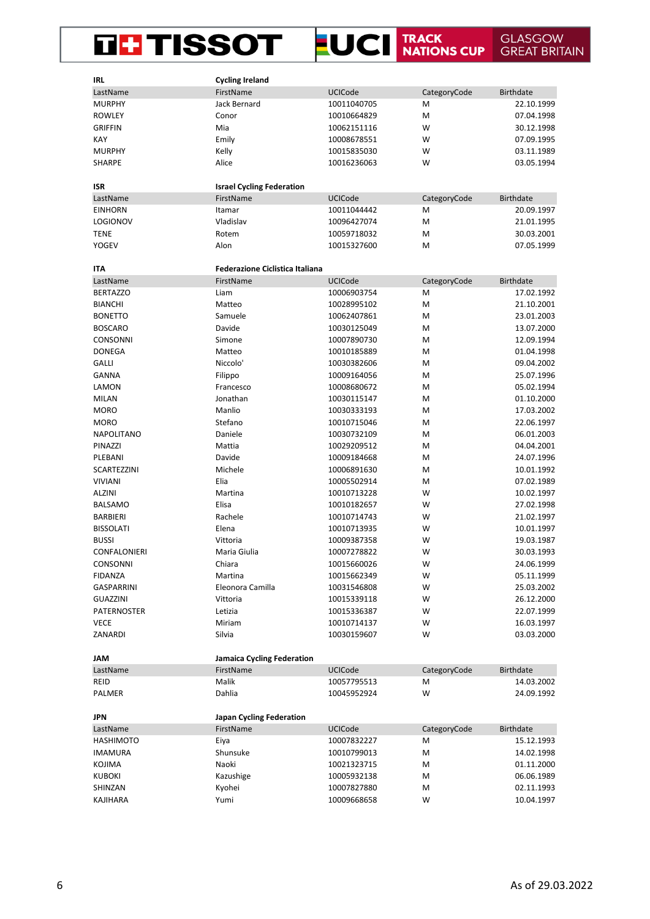| IRL | Cycling Ireland | | | |
|---|---|---|---|---|
| LastName | FirstName | UCICode | CategoryCode | Birthdate |
| MURPHY | Jack Bernard | 10011040705 | M | 22.10.1999 |
| ROWLEY | Conor | 10010664829 | M | 07.04.1998 |
| GRIFFIN | Mia | 10062151116 | W | 30.12.1998 |
| KAY | Emily | 10008678551 | W | 07.09.1995 |
| MURPHY | Kelly | 10015835030 | W | 03.11.1989 |
| SHARPE | Alice | 10016236063 | W | 03.05.1994 |

| ISR | Israel Cycling Federation | | | |
|---|---|---|---|---|
| LastName | FirstName | UCICode | CategoryCode | Birthdate |
| EINHORN | Itamar | 10011044442 | M | 20.09.1997 |
| LOGIONOV | Vladislav | 10096427074 | M | 21.01.1995 |
| TENE | Rotem | 10059718032 | M | 30.03.2001 |
| YOGEV | Alon | 10015327600 | M | 07.05.1999 |

| ITA | Federazione Ciclistica Italiana | | | |
|---|---|---|---|---|
| LastName | FirstName | UCICode | CategoryCode | Birthdate |
| BERTAZZO | Liam | 10006903754 | M | 17.02.1992 |
| BIANCHI | Matteo | 10028995102 | M | 21.10.2001 |
| BONETTO | Samuele | 10062407861 | M | 23.01.2003 |
| BOSCARO | Davide | 10030125049 | M | 13.07.2000 |
| CONSONNI | Simone | 10007890730 | M | 12.09.1994 |
| DONEGA | Matteo | 10010185889 | M | 01.04.1998 |
| GALLI | Niccolo' | 10030382606 | M | 09.04.2002 |
| GANNA | Filippo | 10009164056 | M | 25.07.1996 |
| LAMON | Francesco | 10008680672 | M | 05.02.1994 |
| MILAN | Jonathan | 10030115147 | M | 01.10.2000 |
| MORO | Manlio | 10030333193 | M | 17.03.2002 |
| MORO | Stefano | 10010715046 | M | 22.06.1997 |
| NAPOLITANO | Daniele | 10030732109 | M | 06.01.2003 |
| PINAZZI | Mattia | 10029209512 | M | 04.04.2001 |
| PLEBANI | Davide | 10009184668 | M | 24.07.1996 |
| SCARTEZZINI | Michele | 10006891630 | M | 10.01.1992 |
| VIVIANI | Elia | 10005502914 | M | 07.02.1989 |
| ALZINI | Martina | 10010713228 | W | 10.02.1997 |
| BALSAMO | Elisa | 10010182657 | W | 27.02.1998 |
| BARBIERI | Rachele | 10010714743 | W | 21.02.1997 |
| BISSOLATI | Elena | 10010713935 | W | 10.01.1997 |
| BUSSI | Vittoria | 10009387358 | W | 19.03.1987 |
| CONFALONIERI | Maria Giulia | 10007278822 | W | 30.03.1993 |
| CONSONNI | Chiara | 10015660026 | W | 24.06.1999 |
| FIDANZA | Martina | 10015662349 | W | 05.11.1999 |
| GASPARRINI | Eleonora Camilla | 10031546808 | W | 25.03.2002 |
| GUAZZINI | Vittoria | 10015339118 | W | 26.12.2000 |
| PATERNOSTER | Letizia | 10015336387 | W | 22.07.1999 |
| VECE | Miriam | 10010714137 | W | 16.03.1997 |
| ZANARDI | Silvia | 10030159607 | W | 03.03.2000 |

| JAM | Jamaica Cycling Federation | | | |
|---|---|---|---|---|
| LastName | FirstName | UCICode | CategoryCode | Birthdate |
| REID | Malik | 10057795513 | M | 14.03.2002 |
| PALMER | Dahlia | 10045952924 | W | 24.09.1992 |

| JPN | Japan Cycling Federation | | | |
|---|---|---|---|---|
| LastName | FirstName | UCICode | CategoryCode | Birthdate |
| HASHIMOTO | Eiya | 10007832227 | M | 15.12.1993 |
| IMAMURA | Shunsuke | 10010799013 | M | 14.02.1998 |
| KOJIMA | Naoki | 10021323715 | M | 01.11.2000 |
| KUBOKI | Kazushige | 10005932138 | M | 06.06.1989 |
| SHINZAN | Kyohei | 10007827880 | M | 02.11.1993 |
| KAJIHARA | Yumi | 10009668658 | W | 10.04.1997 |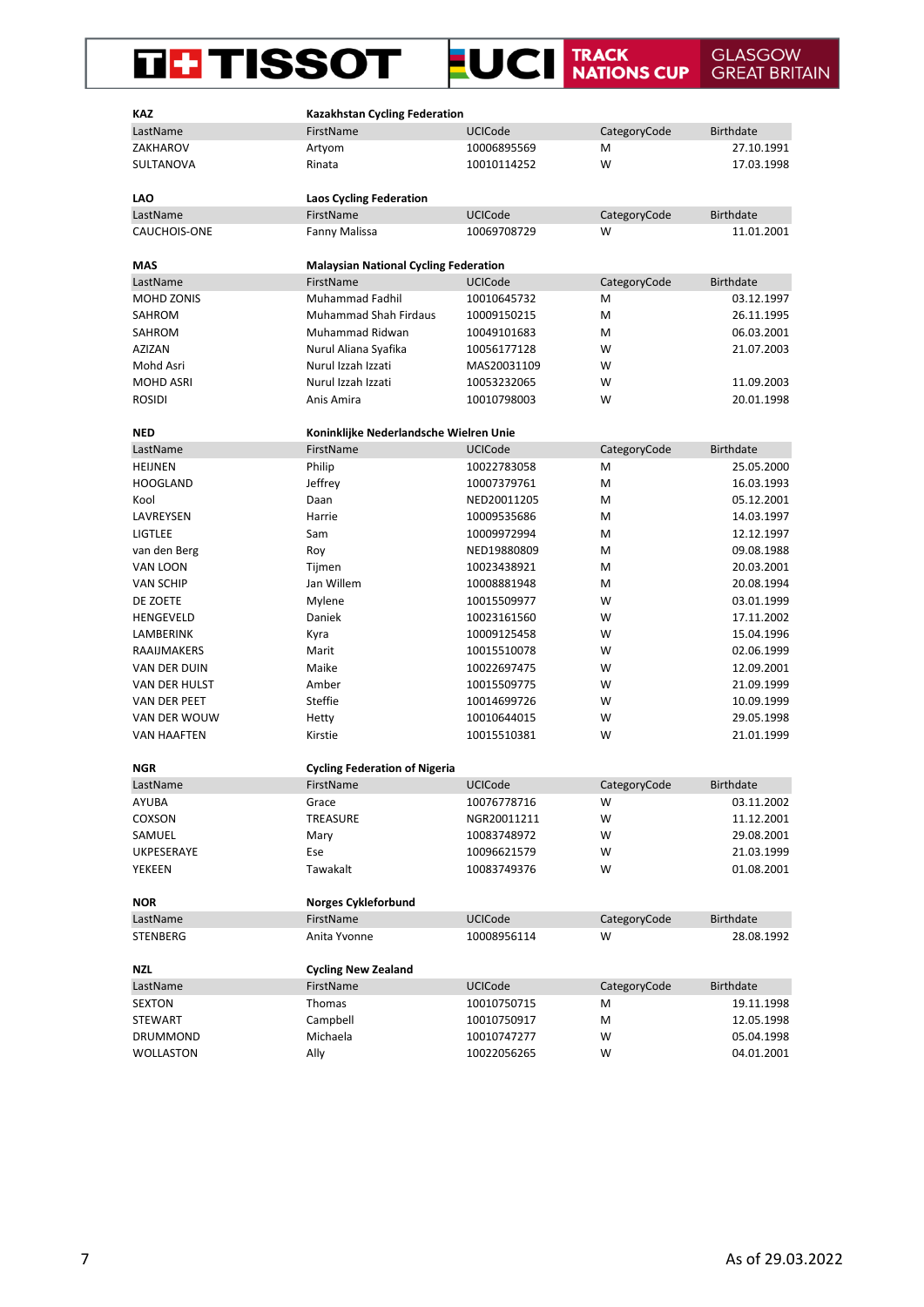**KAZ** **Kazakhstan Cycling Federation**

| LastName | FirstName | UCICode | CategoryCode | Birthdate |
|---|---|---|---|---|
| ZAKHAROV | Artyom | 10006895569 | M | 27.10.1991 |
| SULTANOVA | Rinata | 10010114252 | W | 17.03.1998 |

**LAO** **Laos Cycling Federation**

| LastName | FirstName | UCICode | CategoryCode | Birthdate |
|---|---|---|---|---|
| CAUCHOIS-ONE | Fanny Malissa | 10069708729 | W | 11.01.2001 |

**MAS** **Malaysian National Cycling Federation**

| LastName | FirstName | UCICode | CategoryCode | Birthdate |
|---|---|---|---|---|
| MOHD ZONIS | Muhammad Fadhil | 10010645732 | M | 03.12.1997 |
| SAHROM | Muhammad Shah Firdaus | 10009150215 | M | 26.11.1995 |
| SAHROM | Muhammad Ridwan | 10049101683 | M | 06.03.2001 |
| AZIZAN | Nurul Aliana Syafika | 10056177128 | W | 21.07.2003 |
| Mohd Asri | Nurul Izzah Izzati | MAS20031109 | W | |
| MOHD ASRI | Nurul Izzah Izzati | 10053232065 | W | 11.09.2003 |
| ROSIDI | Anis Amira | 10010798003 | W | 20.01.1998 |

**NED** **Koninklijke Nederlandsche Wielren Unie**

| LastName | FirstName | UCICode | CategoryCode | Birthdate |
|---|---|---|---|---|
| HEIJNEN | Philip | 10022783058 | M | 25.05.2000 |
| HOOGLAND | Jeffrey | 10007379761 | M | 16.03.1993 |
| Kool | Daan | NED20011205 | M | 05.12.2001 |
| LAVREYSEN | Harrie | 10009535686 | M | 14.03.1997 |
| LIGTLEE | Sam | 10009972994 | M | 12.12.1997 |
| van den Berg | Roy | NED19880809 | M | 09.08.1988 |
| VAN LOON | Tijmen | 10023438921 | M | 20.03.2001 |
| VAN SCHIP | Jan Willem | 10008881948 | M | 20.08.1994 |
| DE ZOETE | Mylene | 10015509977 | W | 03.01.1999 |
| HENGEVELD | Daniek | 10023161560 | W | 17.11.2002 |
| LAMBERINK | Kyra | 10009125458 | W | 15.04.1996 |
| RAAIJMAKERS | Marit | 10015510078 | W | 02.06.1999 |
| VAN DER DUIN | Maike | 10022697475 | W | 12.09.2001 |
| VAN DER HULST | Amber | 10015509775 | W | 21.09.1999 |
| VAN DER PEET | Steffie | 10014699726 | W | 10.09.1999 |
| VAN DER WOUW | Hetty | 10010644015 | W | 29.05.1998 |
| VAN HAAFTEN | Kirstie | 10015510381 | W | 21.01.1999 |

**NGR** **Cycling Federation of Nigeria**

| LastName | FirstName | UCICode | CategoryCode | Birthdate |
|---|---|---|---|---|
| AYUBA | Grace | 10076778716 | W | 03.11.2002 |
| COXSON | TREASURE | NGR20011211 | W | 11.12.2001 |
| SAMUEL | Mary | 10083748972 | W | 29.08.2001 |
| UKPESERAYE | Ese | 10096621579 | W | 21.03.1999 |
| YEKEEN | Tawakalt | 10083749376 | W | 01.08.2001 |

**NOR** **Norges Cykleforbund**

| LastName | FirstName | UCICode | CategoryCode | Birthdate |
|---|---|---|---|---|
| STENBERG | Anita Yvonne | 10008956114 | W | 28.08.1992 |

**NZL** **Cycling New Zealand**

| LastName | FirstName | UCICode | CategoryCode | Birthdate |
|---|---|---|---|---|
| SEXTON | Thomas | 10010750715 | M | 19.11.1998 |
| STEWART | Campbell | 10010750917 | M | 12.05.1998 |
| DRUMMOND | Michaela | 10010747277 | W | 05.04.1998 |
| WOLLASTON | Ally | 10022056265 | W | 04.01.2001 |

As of 29.03.2022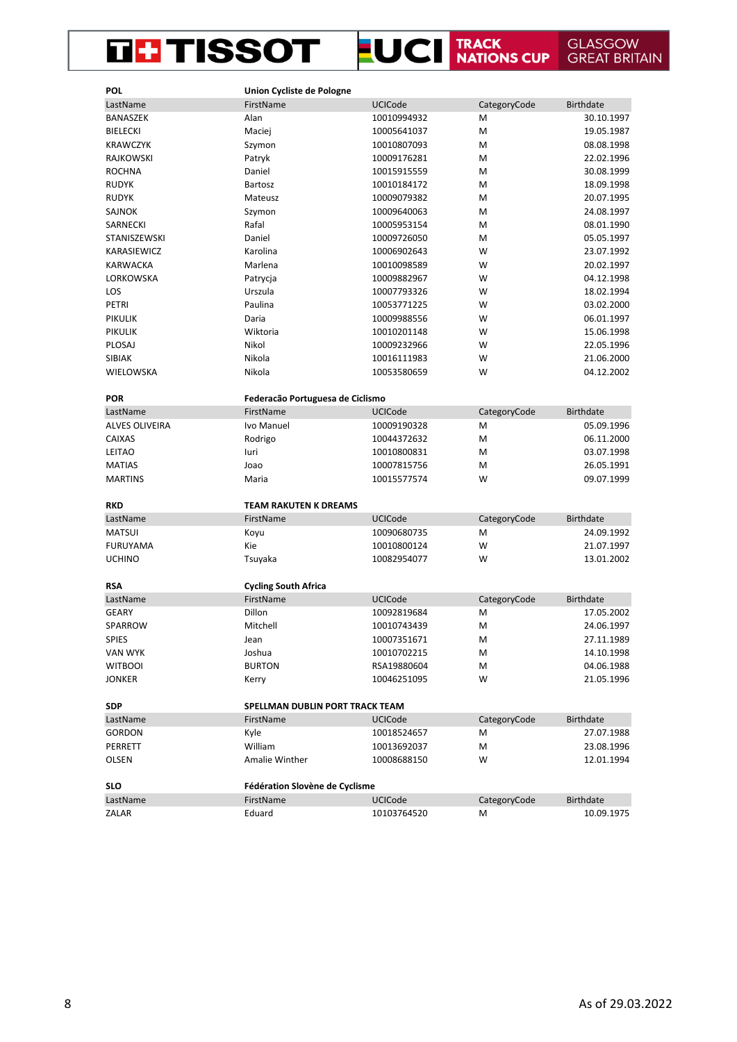**POL** — **Union Cycliste de Pologne**

| LastName | FirstName | UCICode | CategoryCode | Birthdate |
| --- | --- | --- | --- | --- |
| BANASZEK | Alan | 10010994932 | M | 30.10.1997 |
| BIELECKI | Maciej | 10005641037 | M | 19.05.1987 |
| KRAWCZYK | Szymon | 10010807093 | M | 08.08.1998 |
| RAJKOWSKI | Patryk | 10009176281 | M | 22.02.1996 |
| ROCHNA | Daniel | 10015915559 | M | 30.08.1999 |
| RUDYK | Bartosz | 10010184172 | M | 18.09.1998 |
| RUDYK | Mateusz | 10009079382 | M | 20.07.1995 |
| SAJNOK | Szymon | 10009640063 | M | 24.08.1997 |
| SARNECKI | Rafal | 10005953154 | M | 08.01.1990 |
| STANISZEWSKI | Daniel | 10009726050 | M | 05.05.1997 |
| KARASIEWICZ | Karolina | 10006902643 | W | 23.07.1992 |
| KARWACKA | Marlena | 10010098589 | W | 20.02.1997 |
| LORKOWSKA | Patrycja | 10009882967 | W | 04.12.1998 |
| LOS | Urszula | 10007793326 | W | 18.02.1994 |
| PETRI | Paulina | 10053771225 | W | 03.02.2000 |
| PIKULIK | Daria | 10009988556 | W | 06.01.1997 |
| PIKULIK | Wiktoria | 10010201148 | W | 15.06.1998 |
| PLOSAJ | Nikol | 10009232966 | W | 22.05.1996 |
| SIBIAK | Nikola | 10016111983 | W | 21.06.2000 |
| WIELOWSKA | Nikola | 10053580659 | W | 04.12.2002 |

**POR** — **Federacão Portuguesa de Ciclismo**

| LastName | FirstName | UCICode | CategoryCode | Birthdate |
| --- | --- | --- | --- | --- |
| ALVES OLIVEIRA | Ivo Manuel | 10009190328 | M | 05.09.1996 |
| CAIXAS | Rodrigo | 10044372632 | M | 06.11.2000 |
| LEITAO | Iuri | 10010800831 | M | 03.07.1998 |
| MATIAS | Joao | 10007815756 | M | 26.05.1991 |
| MARTINS | Maria | 10015577574 | W | 09.07.1999 |

**RKD** — **TEAM RAKUTEN K DREAMS**

| LastName | FirstName | UCICode | CategoryCode | Birthdate |
| --- | --- | --- | --- | --- |
| MATSUI | Koyu | 10090680735 | M | 24.09.1992 |
| FURUYAMA | Kie | 10010800124 | W | 21.07.1997 |
| UCHINO | Tsuyaka | 10082954077 | W | 13.01.2002 |

**RSA** — **Cycling South Africa**

| LastName | FirstName | UCICode | CategoryCode | Birthdate |
| --- | --- | --- | --- | --- |
| GEARY | Dillon | 10092819684 | M | 17.05.2002 |
| SPARROW | Mitchell | 10010743439 | M | 24.06.1997 |
| SPIES | Jean | 10007351671 | M | 27.11.1989 |
| VAN WYK | Joshua | 10010702215 | M | 14.10.1998 |
| WITBOOI | BURTON | RSA19880604 | M | 04.06.1988 |
| JONKER | Kerry | 10046251095 | W | 21.05.1996 |

**SDP** — **SPELLMAN DUBLIN PORT TRACK TEAM**

| LastName | FirstName | UCICode | CategoryCode | Birthdate |
| --- | --- | --- | --- | --- |
| GORDON | Kyle | 10018524657 | M | 27.07.1988 |
| PERRETT | William | 10013692037 | M | 23.08.1996 |
| OLSEN | Amalie Winther | 10008688150 | W | 12.01.1994 |

**SLO** — **Fédération Slovène de Cyclisme**

| LastName | FirstName | UCICode | CategoryCode | Birthdate |
| --- | --- | --- | --- | --- |
| ZALAR | Eduard | 10103764520 | M | 10.09.1975 |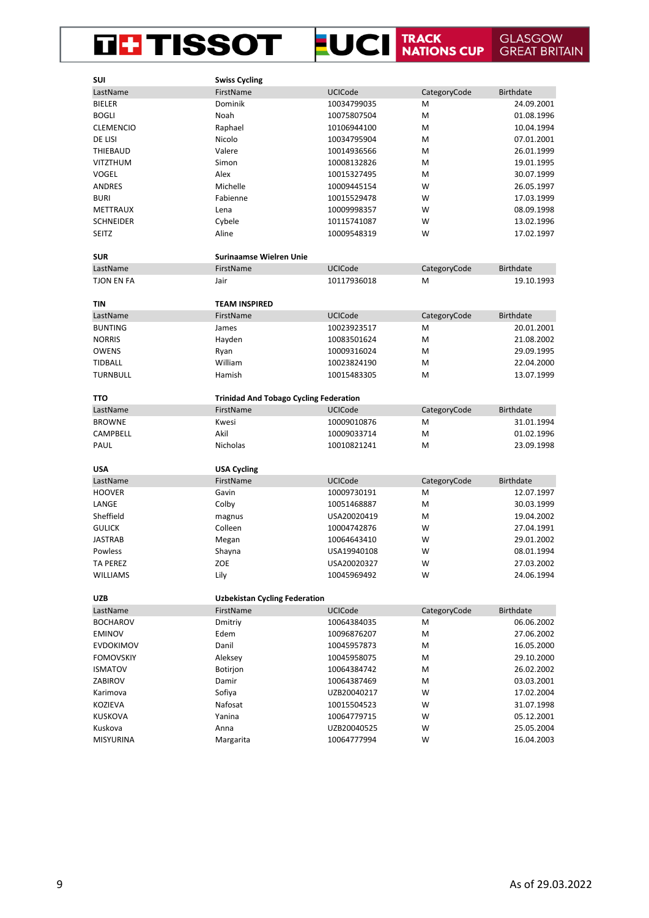**SUI** **Swiss Cycling**

| LastName | FirstName | UCICode | CategoryCode | Birthdate |
|---|---|---|---|---|
| BIELER | Dominik | 10034799035 | M | 24.09.2001 |
| BOGLI | Noah | 10075807504 | M | 01.08.1996 |
| CLEMENCIO | Raphael | 10106944100 | M | 10.04.1994 |
| DE LISI | Nicolo | 10034795904 | M | 07.01.2001 |
| THIEBAUD | Valere | 10014936566 | M | 26.01.1999 |
| VITZTHUM | Simon | 10008132826 | M | 19.01.1995 |
| VOGEL | Alex | 10015327495 | M | 30.07.1999 |
| ANDRES | Michelle | 10009445154 | W | 26.05.1997 |
| BURI | Fabienne | 10015529478 | W | 17.03.1999 |
| METTRAUX | Lena | 10009998357 | W | 08.09.1998 |
| SCHNEIDER | Cybele | 10115741087 | W | 13.02.1996 |
| SEITZ | Aline | 10009548319 | W | 17.02.1997 |

**SUR** **Surinaamse Wielren Unie**

| LastName | FirstName | UCICode | CategoryCode | Birthdate |
|---|---|---|---|---|
| TJON EN FA | Jair | 10117936018 | M | 19.10.1993 |

**TIN** **TEAM INSPIRED**

| LastName | FirstName | UCICode | CategoryCode | Birthdate |
|---|---|---|---|---|
| BUNTING | James | 10023923517 | M | 20.01.2001 |
| NORRIS | Hayden | 10083501624 | M | 21.08.2002 |
| OWENS | Ryan | 10009316024 | M | 29.09.1995 |
| TIDBALL | William | 10023824190 | M | 22.04.2000 |
| TURNBULL | Hamish | 10015483305 | M | 13.07.1999 |

**TTO** **Trinidad And Tobago Cycling Federation**

| LastName | FirstName | UCICode | CategoryCode | Birthdate |
|---|---|---|---|---|
| BROWNE | Kwesi | 10009010876 | M | 31.01.1994 |
| CAMPBELL | Akil | 10009033714 | M | 01.02.1996 |
| PAUL | Nicholas | 10010821241 | M | 23.09.1998 |

**USA** **USA Cycling**

| LastName | FirstName | UCICode | CategoryCode | Birthdate |
|---|---|---|---|---|
| HOOVER | Gavin | 10009730191 | M | 12.07.1997 |
| LANGE | Colby | 10051468887 | M | 30.03.1999 |
| Sheffield | magnus | USA20020419 | M | 19.04.2002 |
| GULICK | Colleen | 10004742876 | W | 27.04.1991 |
| JASTRAB | Megan | 10064643410 | W | 29.01.2002 |
| Powless | Shayna | USA19940108 | W | 08.01.1994 |
| TA PEREZ | ZOE | USA20020327 | W | 27.03.2002 |
| WILLIAMS | Lily | 10045969492 | W | 24.06.1994 |

**UZB** **Uzbekistan Cycling Federation**

| LastName | FirstName | UCICode | CategoryCode | Birthdate |
|---|---|---|---|---|
| BOCHAROV | Dmitriy | 10064384035 | M | 06.06.2002 |
| EMINOV | Edem | 10096876207 | M | 27.06.2002 |
| EVDOKIMOV | Danil | 10045957873 | M | 16.05.2000 |
| FOMOVSKIY | Aleksey | 10045958075 | M | 29.10.2000 |
| ISMATOV | Botirjon | 10064384742 | M | 26.02.2002 |
| ZABIROV | Damir | 10064387469 | M | 03.03.2001 |
| Karimova | Sofiya | UZB20040217 | W | 17.02.2004 |
| KOZIEVA | Nafosat | 10015504523 | W | 31.07.1998 |
| KUSKOVA | Yanina | 10064779715 | W | 05.12.2001 |
| Kuskova | Anna | UZB20040525 | W | 25.05.2004 |
| MISYURINA | Margarita | 10064777994 | W | 16.04.2003 |

As of 29.03.2022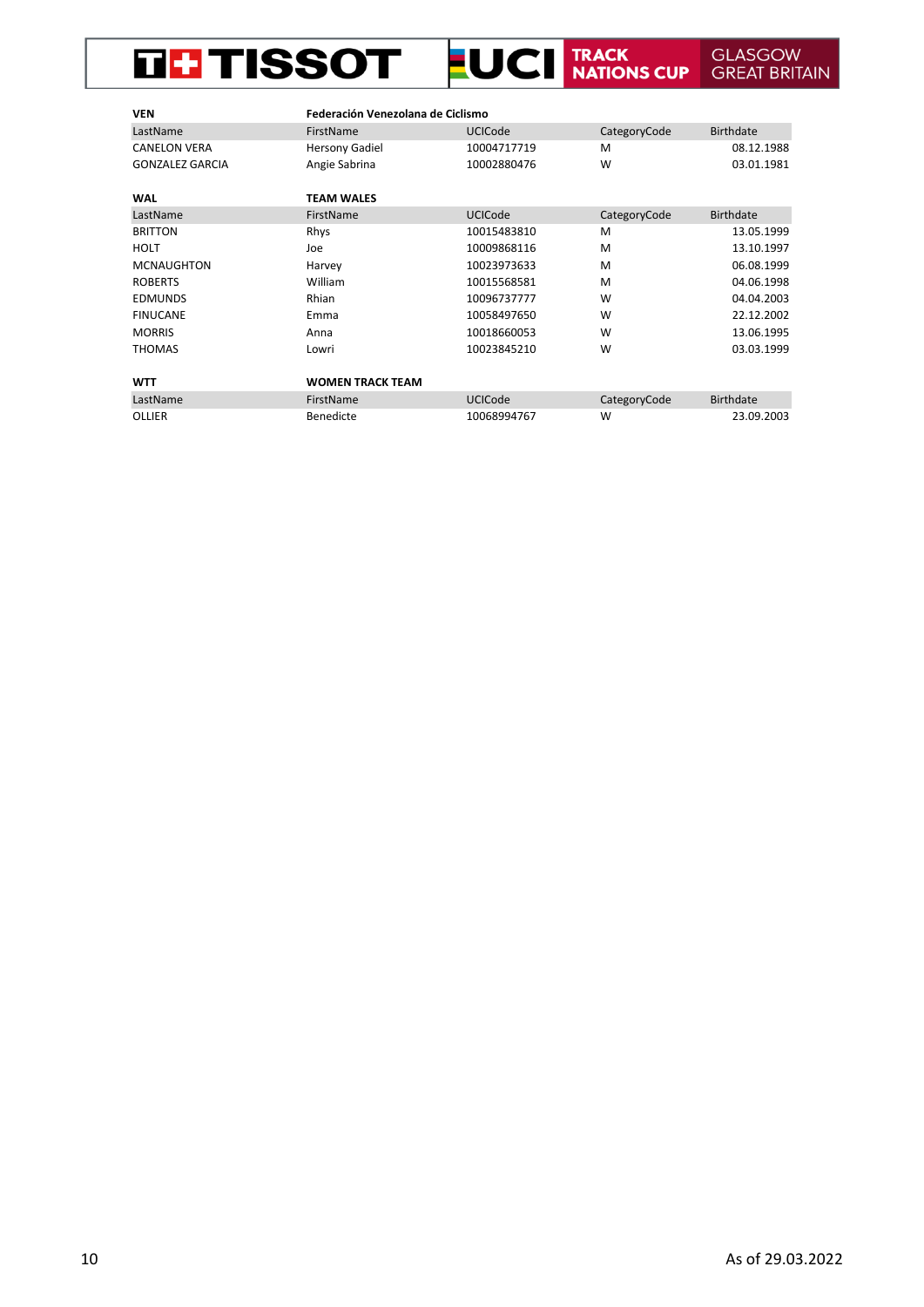**VEN** **Federación Venezolana de Ciclismo**

| LastName | FirstName | UCICode | CategoryCode | Birthdate |
|---|---|---|---|---|
| CANELON VERA | Hersony Gadiel | 10004717719 | M | 08.12.1988 |
| GONZALEZ GARCIA | Angie Sabrina | 10002880476 | W | 03.01.1981 |

**WAL** **TEAM WALES**

| LastName | FirstName | UCICode | CategoryCode | Birthdate |
|---|---|---|---|---|
| BRITTON | Rhys | 10015483810 | M | 13.05.1999 |
| HOLT | Joe | 10009868116 | M | 13.10.1997 |
| MCNAUGHTON | Harvey | 10023973633 | M | 06.08.1999 |
| ROBERTS | William | 10015568581 | M | 04.06.1998 |
| EDMUNDS | Rhian | 10096737777 | W | 04.04.2003 |
| FINUCANE | Emma | 10058497650 | W | 22.12.2002 |
| MORRIS | Anna | 10018660053 | W | 13.06.1995 |
| THOMAS | Lowri | 10023845210 | W | 03.03.1999 |

**WTT** **WOMEN TRACK TEAM**

| LastName | FirstName | UCICode | CategoryCode | Birthdate |
|---|---|---|---|---|
| OLLIER | Benedicte | 10068994767 | W | 23.09.2003 |

As of 29.03.2022